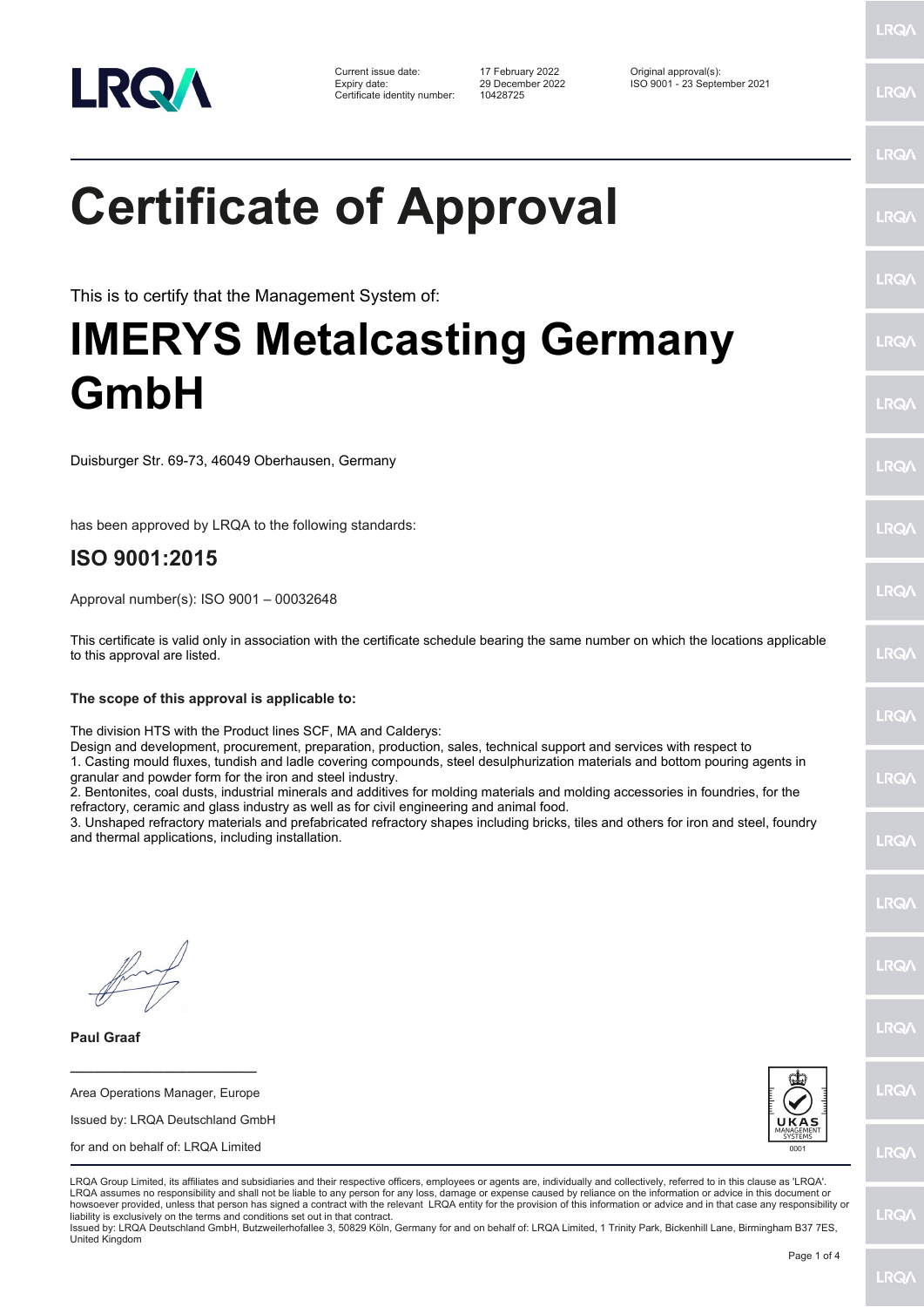Current issue date: 17 February 2022
Expiry date: 29 December 2022
Certificate identity number: 10428725

Original approval(s):
ISO 9001 - 23 September 2021

# Certificate of Approval

This is to certify that the Management System of:

# IMERYS Metalcasting Germany GmbH

Duisburger Str. 69-73, 46049 Oberhausen, Germany

has been approved by LRQA to the following standards:

## ISO 9001:2015

Approval number(s): ISO 9001 – 00032648

This certificate is valid only in association with the certificate schedule bearing the same number on which the locations applicable to this approval are listed.

**The scope of this approval is applicable to:**

The division HTS with the Product lines SCF, MA and Calderys:
Design and development, procurement, preparation, production, sales, technical support and services with respect to
1. Casting mould fluxes, tundish and ladle covering compounds, steel desulphurization materials and bottom pouring agents in granular and powder form for the iron and steel industry.
2. Bentonites, coal dusts, industrial minerals and additives for molding materials and molding accessories in foundries, for the refractory, ceramic and glass industry as well as for civil engineering and animal food.
3. Unshaped refractory materials and prefabricated refractory shapes including bricks, tiles and others for iron and steel, foundry and thermal applications, including installation.

**Paul Graaf**

Area Operations Manager, Europe

Issued by: LRQA Deutschland GmbH

for and on behalf of: LRQA Limited

UKAS MANAGEMENT SYSTEMS 0001

LRQA Group Limited, its affiliates and subsidiaries and their respective officers, employees or agents are, individually and collectively, referred to in this clause as 'LRQA'. LRQA assumes no responsibility and shall not be liable to any person for any loss, damage or expense caused by reliance on the information or advice in this document or howsoever provided, unless that person has signed a contract with the relevant LRQA entity for the provision of this information or advice and in that case any responsibility or liability is exclusively on the terms and conditions set out in that contract.
Issued by: LRQA Deutschland GmbH, Butzweilerhofallee 3, 50829 Köln, Germany for and on behalf of: LRQA Limited, 1 Trinity Park, Bickenhill Lane, Birmingham B37 7ES, United Kingdom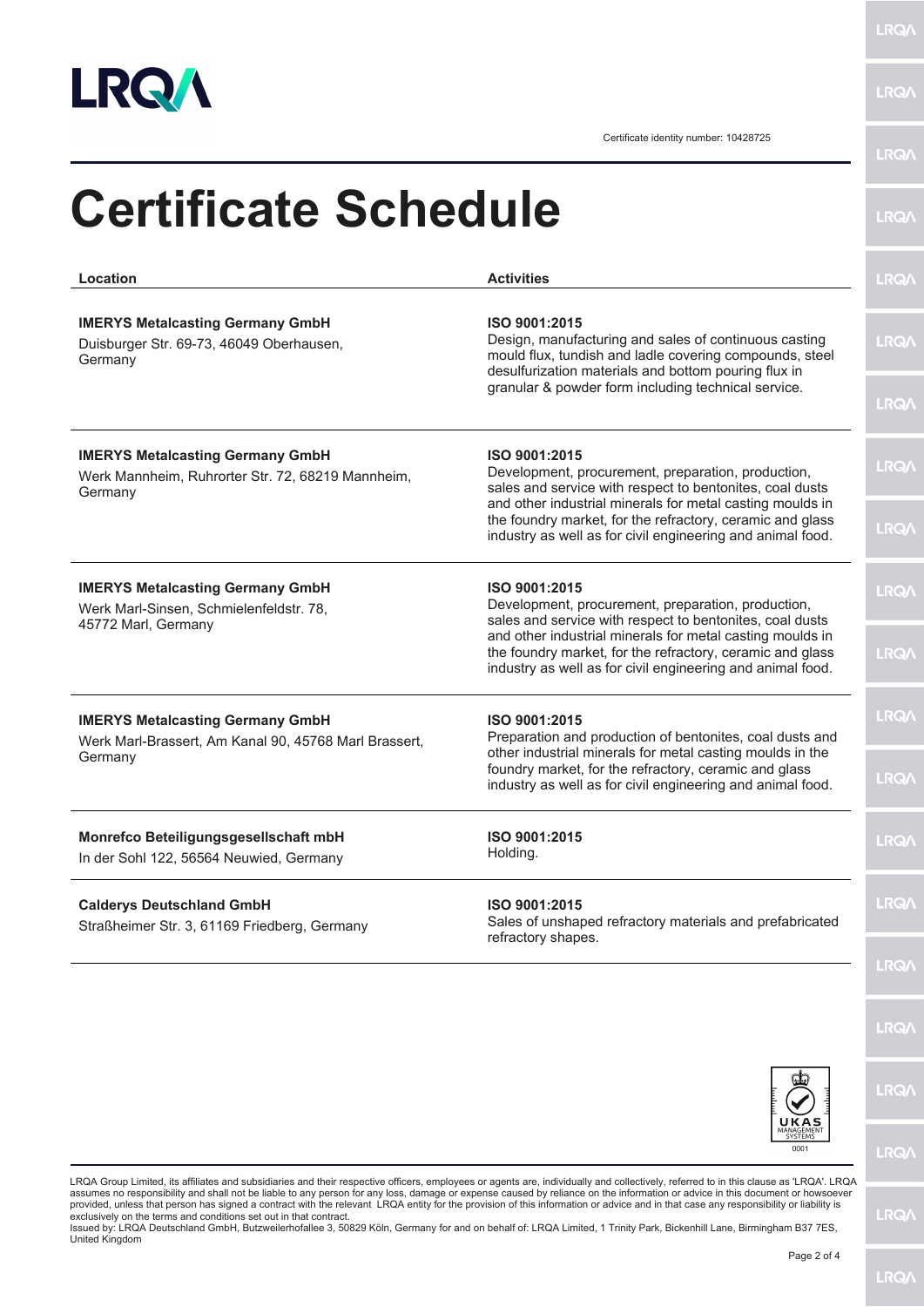Certificate identity number: 10428725

# Certificate Schedule

| Location | Activities |
| --- | --- |
| **IMERYS Metalcasting Germany GmbH**<br>Duisburger Str. 69-73, 46049 Oberhausen, Germany | **ISO 9001:2015**<br>Design, manufacturing and sales of continuous casting mould flux, tundish and ladle covering compounds, steel desulfurization materials and bottom pouring flux in granular & powder form including technical service. |
| **IMERYS Metalcasting Germany GmbH**<br>Werk Mannheim, Ruhrorter Str. 72, 68219 Mannheim, Germany | **ISO 9001:2015**<br>Development, procurement, preparation, production, sales and service with respect to bentonites, coal dusts and other industrial minerals for metal casting moulds in the foundry market, for the refractory, ceramic and glass industry as well as for civil engineering and animal food. |
| **IMERYS Metalcasting Germany GmbH**<br>Werk Marl-Sinsen, Schmielenfeldstr. 78, 45772 Marl, Germany | **ISO 9001:2015**<br>Development, procurement, preparation, production, sales and service with respect to bentonites, coal dusts and other industrial minerals for metal casting moulds in the foundry market, for the refractory, ceramic and glass industry as well as for civil engineering and animal food. |
| **IMERYS Metalcasting Germany GmbH**<br>Werk Marl-Brassert, Am Kanal 90, 45768 Marl Brassert, Germany | **ISO 9001:2015**<br>Preparation and production of bentonites, coal dusts and other industrial minerals for metal casting moulds in the foundry market, for the refractory, ceramic and glass industry as well as for civil engineering and animal food. |
| **Monrefco Beteiligungsgesellschaft mbH**<br>In der Sohl 122, 56564 Neuwied, Germany | **ISO 9001:2015**<br>Holding. |
| **Calderys Deutschland GmbH**<br>Straßheimer Str. 3, 61169 Friedberg, Germany | **ISO 9001:2015**<br>Sales of unshaped refractory materials and prefabricated refractory shapes. |

LRQA Group Limited, its affiliates and subsidiaries and their respective officers, employees or agents are, individually and collectively, referred to in this clause as 'LRQA'. LRQA assumes no responsibility and shall not be liable to any person for any loss, damage or expense caused by reliance on the information or advice in this document or howsoever provided, unless that person has signed a contract with the relevant LRQA entity for the provision of this information or advice and in that case any responsibility or liability is exclusively on the terms and conditions set out in that contract.
Issued by: LRQA Deutschland GmbH, Butzweilerhofallee 3, 50829 Köln, Germany for and on behalf of: LRQA Limited, 1 Trinity Park, Bickenhill Lane, Birmingham B37 7ES, United Kingdom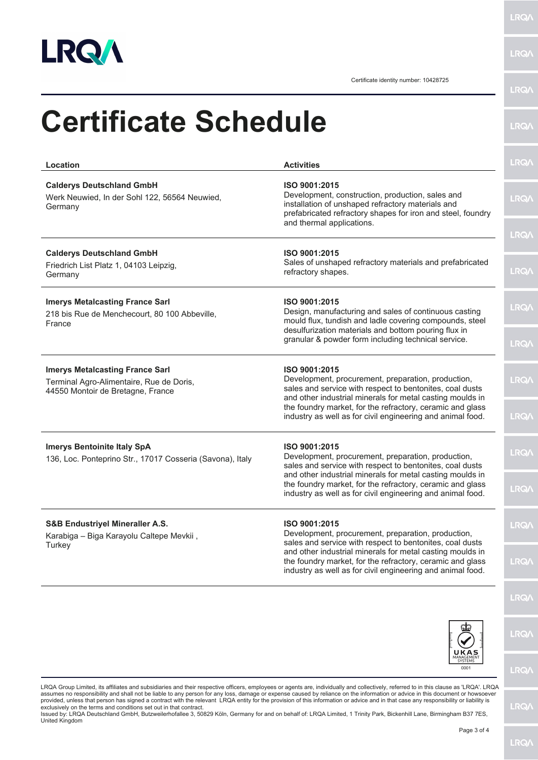Certificate identity number: 10428725

# Certificate Schedule

| Location | Activities |
| --- | --- |
| **Calderys Deutschland GmbH**<br>Werk Neuwied, In der Sohl 122, 56564 Neuwied, Germany | **ISO 9001:2015**<br>Development, construction, production, sales and installation of unshaped refractory materials and prefabricated refractory shapes for iron and steel, foundry and thermal applications. |
| **Calderys Deutschland GmbH**<br>Friedrich List Platz 1, 04103 Leipzig, Germany | **ISO 9001:2015**<br>Sales of unshaped refractory materials and prefabricated refractory shapes. |
| **Imerys Metalcasting France Sarl**<br>218 bis Rue de Menchecourt, 80 100 Abbeville, France | **ISO 9001:2015**<br>Design, manufacturing and sales of continuous casting mould flux, tundish and ladle covering compounds, steel desulfurization materials and bottom pouring flux in granular & powder form including technical service. |
| **Imerys Metalcasting France Sarl**<br>Terminal Agro-Alimentaire, Rue de Doris, 44550 Montoir de Bretagne, France | **ISO 9001:2015**<br>Development, procurement, preparation, production, sales and service with respect to bentonites, coal dusts and other industrial minerals for metal casting moulds in the foundry market, for the refractory, ceramic and glass industry as well as for civil engineering and animal food. |
| **Imerys Bentoinite Italy SpA**<br>136, Loc. Ponteprino Str., 17017 Cosseria (Savona), Italy | **ISO 9001:2015**<br>Development, procurement, preparation, production, sales and service with respect to bentonites, coal dusts and other industrial minerals for metal casting moulds in the foundry market, for the refractory, ceramic and glass industry as well as for civil engineering and animal food. |
| **S&B Endustriyel Mineraller A.S.**<br>Karabiga – Biga Karayolu Caltepe Mevkii , Turkey | **ISO 9001:2015**<br>Development, procurement, preparation, production, sales and service with respect to bentonites, coal dusts and other industrial minerals for metal casting moulds in the foundry market, for the refractory, ceramic and glass industry as well as for civil engineering and animal food. |

UKAS MANAGEMENT SYSTEMS 0001

LRQA Group Limited, its affiliates and subsidiaries and their respective officers, employees or agents are, individually and collectively, referred to in this clause as 'LRQA'. LRQA assumes no responsibility and shall not be liable to any person for any loss, damage or expense caused by reliance on the information or advice in this document or howsoever provided, unless that person has signed a contract with the relevant LRQA entity for the provision of this information or advice and in that case any responsibility or liability is exclusively on the terms and conditions set out in that contract.
Issued by: LRQA Deutschland GmbH, Butzweilerhofallee 3, 50829 Köln, Germany for and on behalf of: LRQA Limited, 1 Trinity Park, Bickenhill Lane, Birmingham B37 7ES, United Kingdom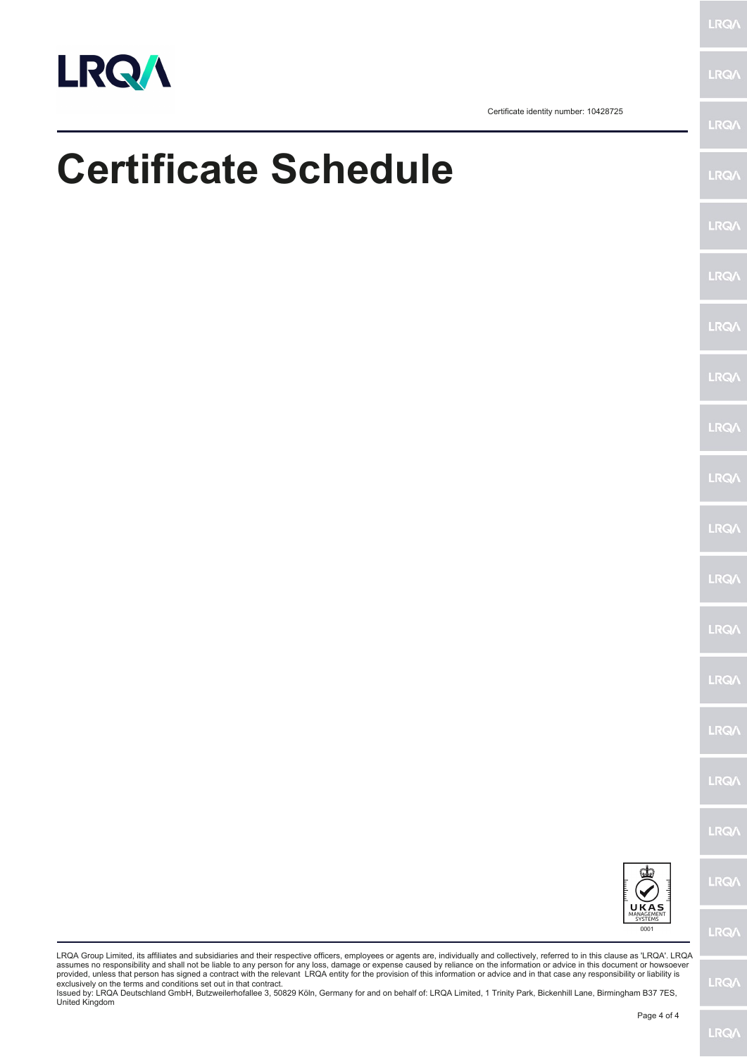Certificate identity number: 10428725

# Certificate Schedule

LRQA Group Limited, its affiliates and subsidiaries and their respective officers, employees or agents are, individually and collectively, referred to in this clause as 'LRQA'. LRQA assumes no responsibility and shall not be liable to any person for any loss, damage or expense caused by reliance on the information or advice in this document or howsoever provided, unless that person has signed a contract with the relevant LRQA entity for the provision of this information or advice and in that case any responsibility or liability is exclusively on the terms and conditions set out in that contract.

Issued by: LRQA Deutschland GmbH, Butzweilerhofallee 3, 50829 Köln, Germany for and on behalf of: LRQA Limited, 1 Trinity Park, Bickenhill Lane, Birmingham B37 7ES, United Kingdom